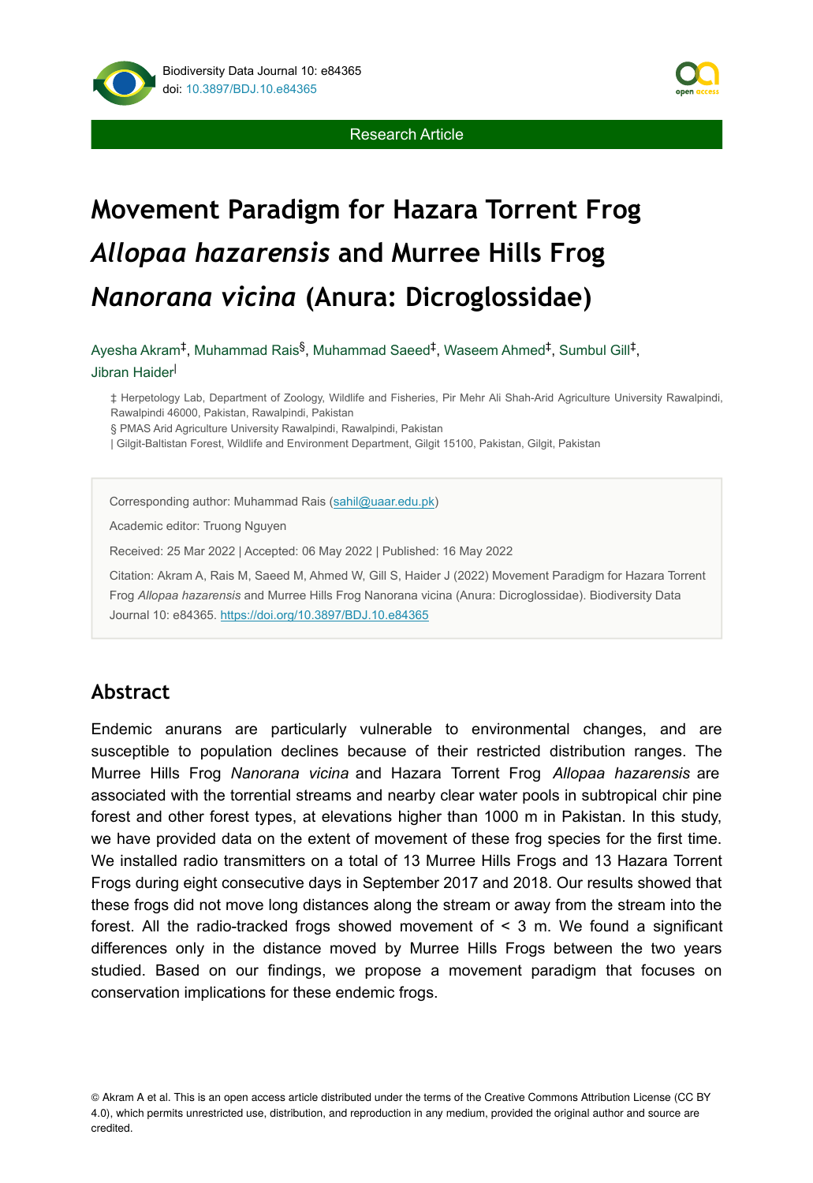Research Article

# Movement Paradigm for Hazara Torrent Frog *Allopaa hazarensis* and Murree Hills Frog *Nanorana vicina* (Anura: Dicroglossidae)

Ayesha Akram[‡], Muhammad Rais[§], Muhammad Saeed[‡], Waseem Ahmed[‡], Sumbul Gill[‡], Jibran Haider[|]

‡ Herpetology Lab, Department of Zoology, Wildlife and Fisheries, Pir Mehr Ali Shah-Arid Agriculture University Rawalpindi, Rawalpindi 46000, Pakistan, Rawalpindi, Pakistan

§ PMAS Arid Agriculture University Rawalpindi, Rawalpindi, Pakistan

| Gilgit-Baltistan Forest, Wildlife and Environment Department, Gilgit 15100, Pakistan, Gilgit, Pakistan

Corresponding author: Muhammad Rais (sahil@uaar.edu.pk)

Academic editor: Truong Nguyen

Received: 25 Mar 2022 | Accepted: 06 May 2022 | Published: 16 May 2022

Citation: Akram A, Rais M, Saeed M, Ahmed W, Gill S, Haider J (2022) Movement Paradigm for Hazara Torrent Frog *Allopaa hazarensis* and Murree Hills Frog Nanorana vicina (Anura: Dicroglossidae). Biodiversity Data Journal 10: e84365. https://doi.org/10.3897/BDJ.10.e84365

## Abstract

Endemic anurans are particularly vulnerable to environmental changes, and are susceptible to population declines because of their restricted distribution ranges. The Murree Hills Frog *Nanorana vicina* and Hazara Torrent Frog *Allopaa hazarensis* are associated with the torrential streams and nearby clear water pools in subtropical chir pine forest and other forest types, at elevations higher than 1000 m in Pakistan. In this study, we have provided data on the extent of movement of these frog species for the first time. We installed radio transmitters on a total of 13 Murree Hills Frogs and 13 Hazara Torrent Frogs during eight consecutive days in September 2017 and 2018. Our results showed that these frogs did not move long distances along the stream or away from the stream into the forest. All the radio-tracked frogs showed movement of < 3 m. We found a significant differences only in the distance moved by Murree Hills Frogs between the two years studied. Based on our findings, we propose a movement paradigm that focuses on conservation implications for these endemic frogs.

© Akram A et al. This is an open access article distributed under the terms of the Creative Commons Attribution License (CC BY 4.0), which permits unrestricted use, distribution, and reproduction in any medium, provided the original author and source are credited.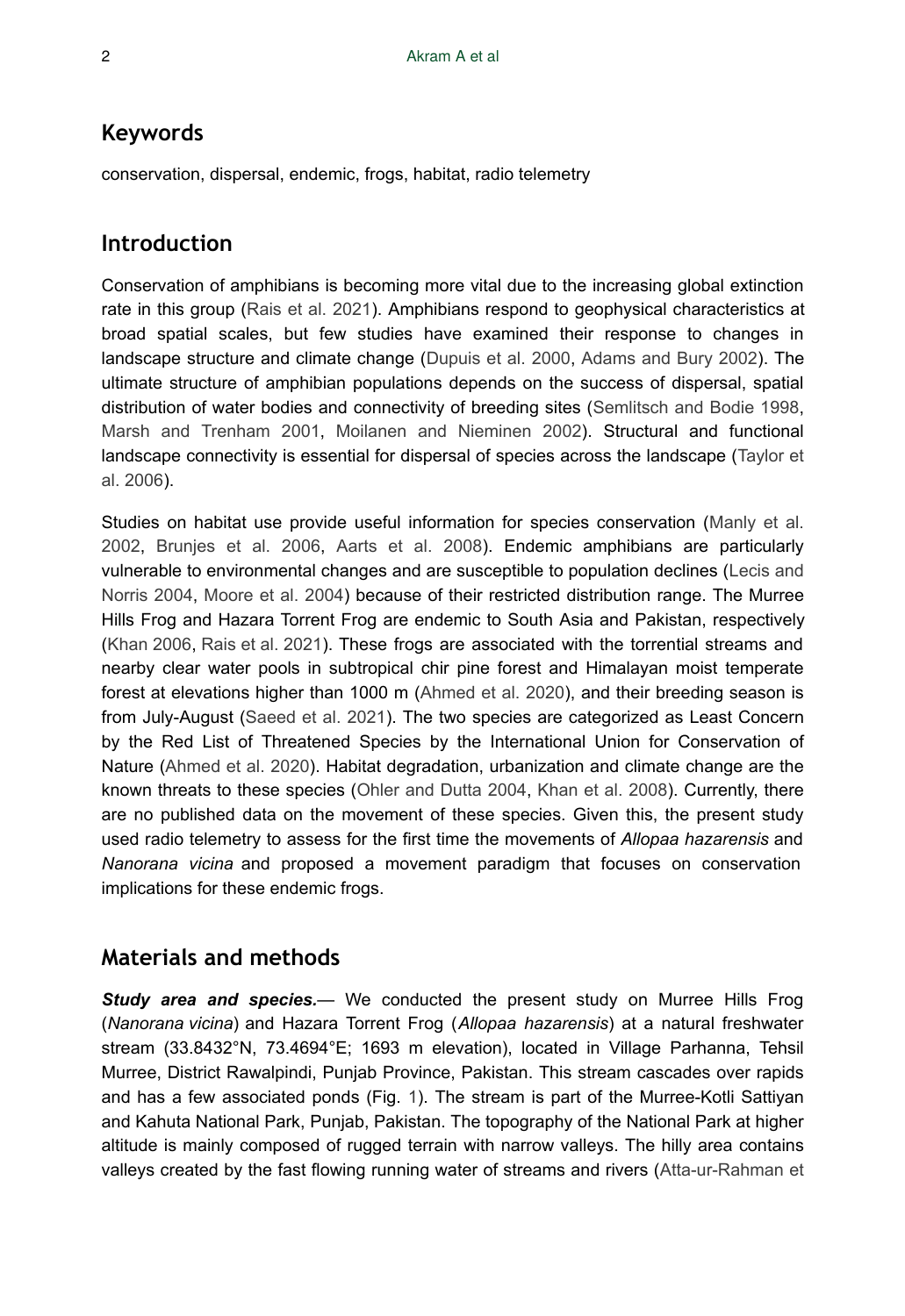## Keywords

conservation, dispersal, endemic, frogs, habitat, radio telemetry

## Introduction

Conservation of amphibians is becoming more vital due to the increasing global extinction rate in this group (Rais et al. 2021). Amphibians respond to geophysical characteristics at broad spatial scales, but few studies have examined their response to changes in landscape structure and climate change (Dupuis et al. 2000, Adams and Bury 2002). The ultimate structure of amphibian populations depends on the success of dispersal, spatial distribution of water bodies and connectivity of breeding sites (Semlitsch and Bodie 1998, Marsh and Trenham 2001, Moilanen and Nieminen 2002). Structural and functional landscape connectivity is essential for dispersal of species across the landscape (Taylor et al. 2006).

Studies on habitat use provide useful information for species conservation (Manly et al. 2002, Brunjes et al. 2006, Aarts et al. 2008). Endemic amphibians are particularly vulnerable to environmental changes and are susceptible to population declines (Lecis and Norris 2004, Moore et al. 2004) because of their restricted distribution range. The Murree Hills Frog and Hazara Torrent Frog are endemic to South Asia and Pakistan, respectively (Khan 2006, Rais et al. 2021). These frogs are associated with the torrential streams and nearby clear water pools in subtropical chir pine forest and Himalayan moist temperate forest at elevations higher than 1000 m (Ahmed et al. 2020), and their breeding season is from July-August (Saeed et al. 2021). The two species are categorized as Least Concern by the Red List of Threatened Species by the International Union for Conservation of Nature (Ahmed et al. 2020). Habitat degradation, urbanization and climate change are the known threats to these species (Ohler and Dutta 2004, Khan et al. 2008). Currently, there are no published data on the movement of these species. Given this, the present study used radio telemetry to assess for the first time the movements of *Allopaa hazarensis* and *Nanorana vicina* and proposed a movement paradigm that focuses on conservation implications for these endemic frogs.

## Materials and methods

***Study area and species.***— We conducted the present study on Murree Hills Frog (*Nanorana vicina*) and Hazara Torrent Frog (*Allopaa hazarensis*) at a natural freshwater stream (33.8432°N, 73.4694°E; 1693 m elevation), located in Village Parhanna, Tehsil Murree, District Rawalpindi, Punjab Province, Pakistan. This stream cascades over rapids and has a few associated ponds (Fig. 1). The stream is part of the Murree-Kotli Sattiyan and Kahuta National Park, Punjab, Pakistan. The topography of the National Park at higher altitude is mainly composed of rugged terrain with narrow valleys. The hilly area contains valleys created by the fast flowing running water of streams and rivers (Atta-ur-Rahman et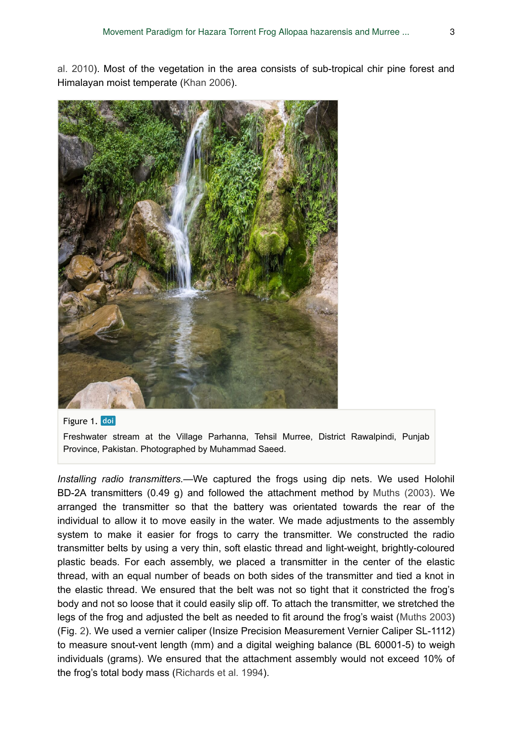al. 2010). Most of the vegetation in the area consists of sub-tropical chir pine forest and Himalayan moist temperate (Khan 2006).

Figure 1. doi

Freshwater stream at the Village Parhanna, Tehsil Murree, District Rawalpindi, Punjab Province, Pakistan. Photographed by Muhammad Saeed.

*Installing radio transmitters.*—We captured the frogs using dip nets. We used Holohil BD-2A transmitters (0.49 g) and followed the attachment method by Muths (2003). We arranged the transmitter so that the battery was orientated towards the rear of the individual to allow it to move easily in the water. We made adjustments to the assembly system to make it easier for frogs to carry the transmitter. We constructed the radio transmitter belts by using a very thin, soft elastic thread and light-weight, brightly-coloured plastic beads. For each assembly, we placed a transmitter in the center of the elastic thread, with an equal number of beads on both sides of the transmitter and tied a knot in the elastic thread. We ensured that the belt was not so tight that it constricted the frog's body and not so loose that it could easily slip off. To attach the transmitter, we stretched the legs of the frog and adjusted the belt as needed to fit around the frog's waist (Muths 2003) (Fig. 2). We used a vernier caliper (Insize Precision Measurement Vernier Caliper SL-1112) to measure snout-vent length (mm) and a digital weighing balance (BL 60001-5) to weigh individuals (grams). We ensured that the attachment assembly would not exceed 10% of the frog's total body mass (Richards et al. 1994).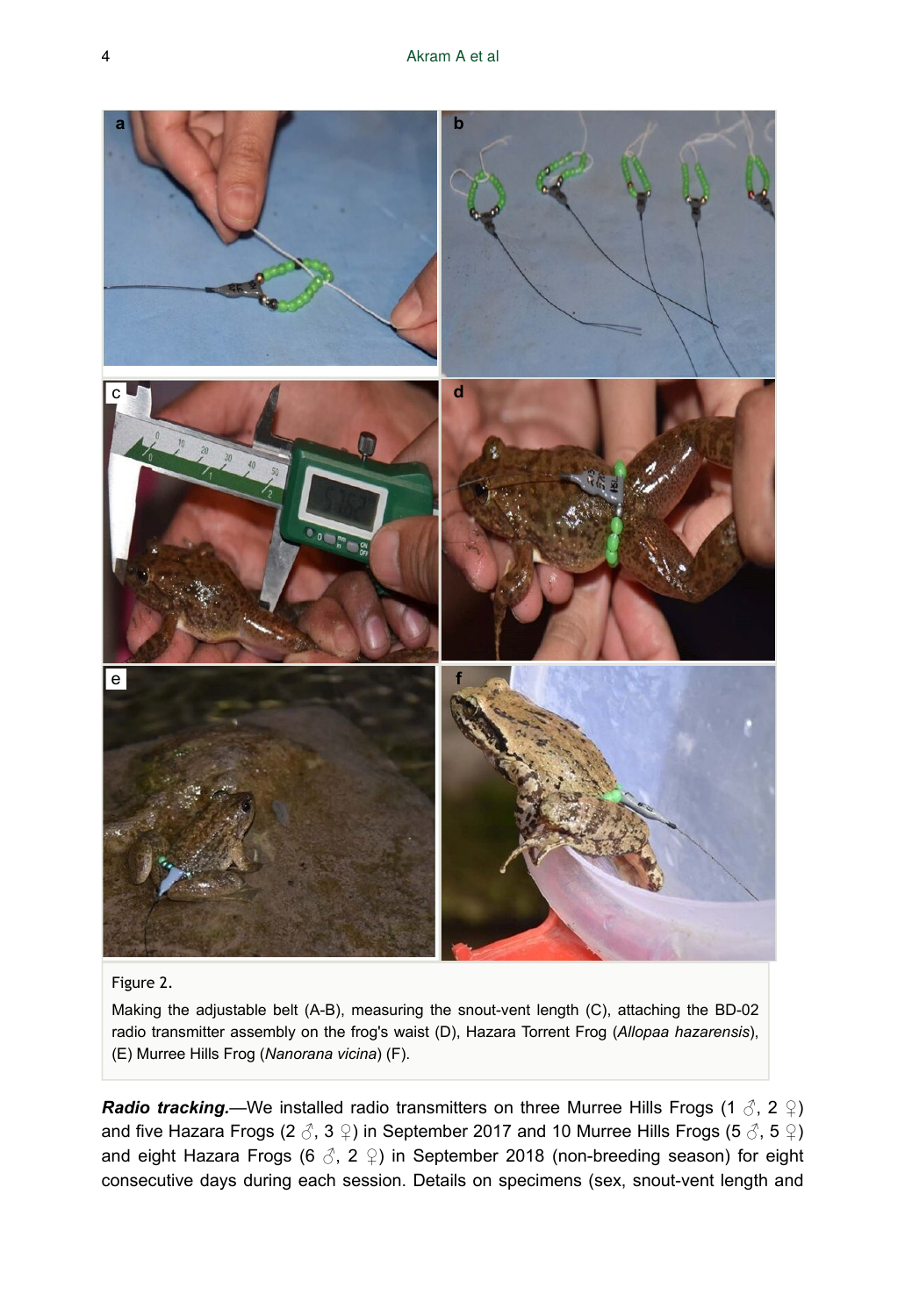Figure 2.

Making the adjustable belt (A-B), measuring the snout-vent length (C), attaching the BD-02 radio transmitter assembly on the frog's waist (D), Hazara Torrent Frog (*Allopaa hazarensis*), (E) Murree Hills Frog (*Nanorana vicina*) (F).

***Radio tracking.***—We installed radio transmitters on three Murree Hills Frogs (1 ♂, 2 ♀) and five Hazara Frogs (2 ♂, 3 ♀) in September 2017 and 10 Murree Hills Frogs (5 ♂, 5 ♀) and eight Hazara Frogs (6 ♂, 2 ♀) in September 2018 (non-breeding season) for eight consecutive days during each session. Details on specimens (sex, snout-vent length and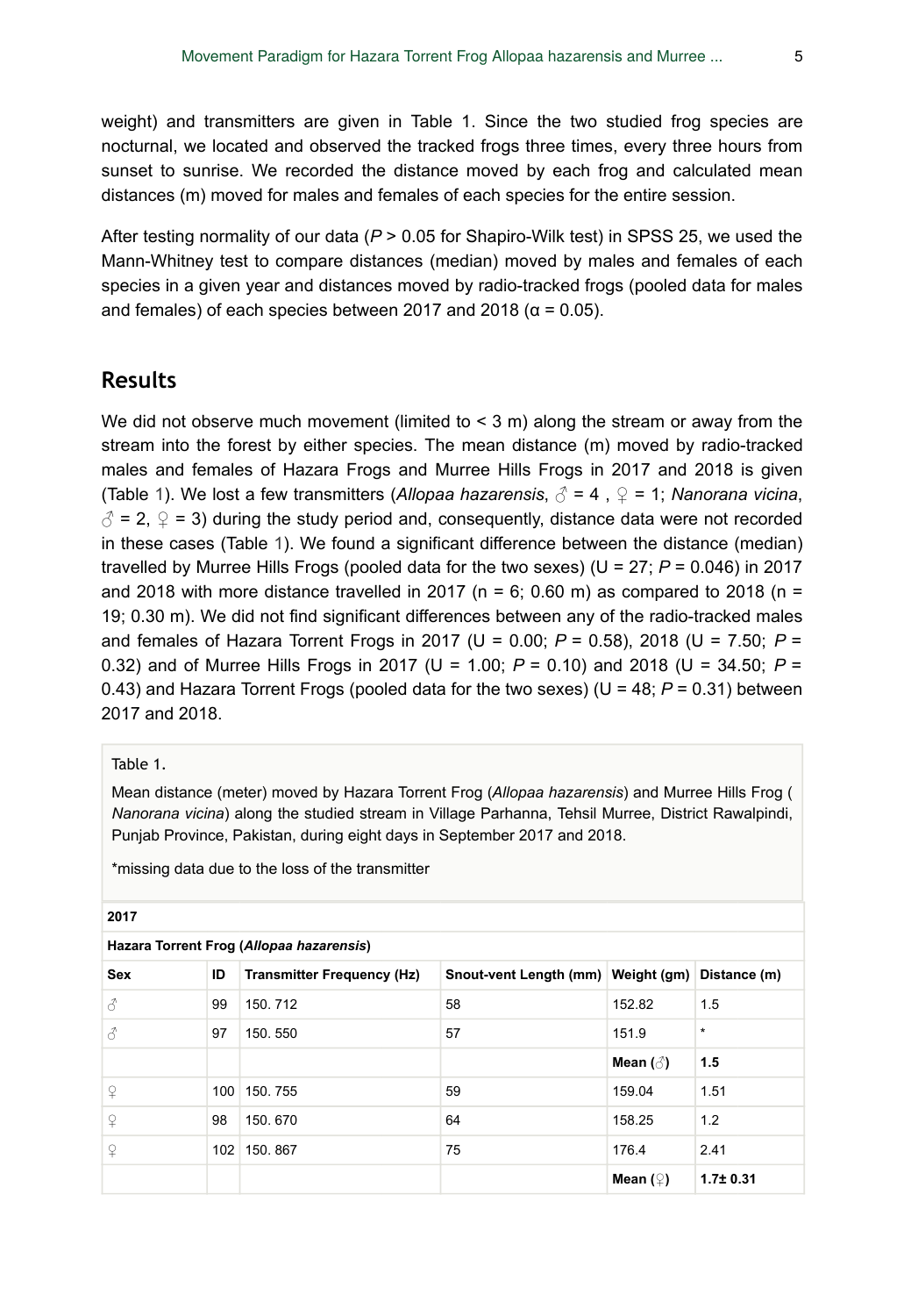weight) and transmitters are given in Table 1. Since the two studied frog species are nocturnal, we located and observed the tracked frogs three times, every three hours from sunset to sunrise. We recorded the distance moved by each frog and calculated mean distances (m) moved for males and females of each species for the entire session.

After testing normality of our data ($P > 0.05$ for Shapiro-Wilk test) in SPSS 25, we used the Mann-Whitney test to compare distances (median) moved by males and females of each species in a given year and distances moved by radio-tracked frogs (pooled data for males and females) of each species between 2017 and 2018 ($\alpha = 0.05$).

## Results

We did not observe much movement (limited to < 3 m) along the stream or away from the stream into the forest by either species. The mean distance (m) moved by radio-tracked males and females of Hazara Frogs and Murree Hills Frogs in 2017 and 2018 is given (Table 1). We lost a few transmitters (*Allopaa hazarensis*, ♂ = 4 , ♀ = 1; *Nanorana vicina*, ♂ = 2, ♀ = 3) during the study period and, consequently, distance data were not recorded in these cases (Table 1). We found a significant difference between the distance (median) travelled by Murree Hills Frogs (pooled data for the two sexes) (U = 27; $P = 0.046$) in 2017 and 2018 with more distance travelled in 2017 (n = 6; 0.60 m) as compared to 2018 (n = 19; 0.30 m). We did not find significant differences between any of the radio-tracked males and females of Hazara Torrent Frogs in 2017 (U = 0.00; $P = 0.58$), 2018 (U = 7.50; $P = 0.32$) and of Murree Hills Frogs in 2017 (U = 1.00; $P = 0.10$) and 2018 (U = 34.50; $P = 0.43$) and Hazara Torrent Frogs (pooled data for the two sexes) (U = 48; $P = 0.31$) between 2017 and 2018.

Table 1.

Mean distance (meter) moved by Hazara Torrent Frog (*Allopaa hazarensis*) and Murree Hills Frog (*Nanorana vicina*) along the studied stream in Village Parhanna, Tehsil Murree, District Rawalpindi, Punjab Province, Pakistan, during eight days in September 2017 and 2018.

*missing data due to the loss of the transmitter

| **2017** | | | | | |
|---|---|---|---|---|---|
| **Hazara Torrent Frog (*Allopaa hazarensis*)** | | | | | |
| **Sex** | **ID** | **Transmitter Frequency (Hz)** | **Snout-vent Length (mm)** | **Weight (gm)** | **Distance (m)** |
| ♂ | 99 | 150. 712 | 58 | 152.82 | 1.5 |
| ♂ | 97 | 150. 550 | 57 | 151.9 | * |
| | | | | **Mean (♂)** | **1.5** |
| ♀ | 100 | 150. 755 | 59 | 159.04 | 1.51 |
| ♀ | 98 | 150. 670 | 64 | 158.25 | 1.2 |
| ♀ | 102 | 150. 867 | 75 | 176.4 | 2.41 |
| | | | | **Mean (♀)** | **1.7± 0.31** |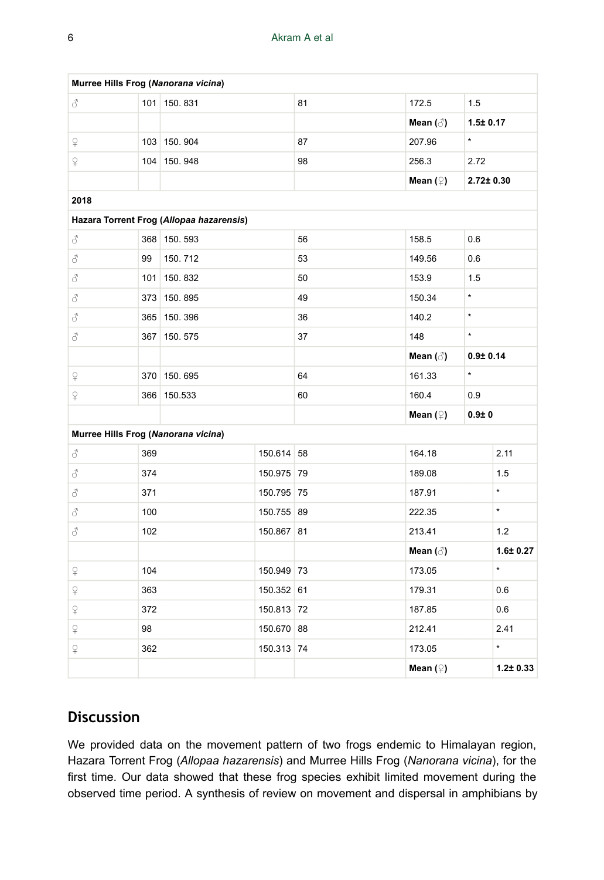| | | | | | |
|---|---|---|---|---|---|
| **Murree Hills Frog (*Nanorana vicina*)** | | | | | |
| ♂ | 101 | 150. 831 | 81 | 172.5 | 1.5 |
| | | | | **Mean (♂)** | **1.5± 0.17** |
| ♀ | 103 | 150. 904 | 87 | 207.96 | * |
| ♀ | 104 | 150. 948 | 98 | 256.3 | 2.72 |
| | | | | **Mean (♀)** | **2.72± 0.30** |
| **2018** | | | | | |
| **Hazara Torrent Frog (*Allopaa hazarensis*)** | | | | | |
| ♂ | 368 | 150. 593 | 56 | 158.5 | 0.6 |
| ♂ | 99 | 150. 712 | 53 | 149.56 | 0.6 |
| ♂ | 101 | 150. 832 | 50 | 153.9 | 1.5 |
| ♂ | 373 | 150. 895 | 49 | 150.34 | * |
| ♂ | 365 | 150. 396 | 36 | 140.2 | * |
| ♂ | 367 | 150. 575 | 37 | 148 | * |
| | | | | **Mean (♂)** | **0.9± 0.14** |
| ♀ | 370 | 150. 695 | 64 | 161.33 | * |
| ♀ | 366 | 150.533 | 60 | 160.4 | 0.9 |
| | | | | **Mean (♀)** | **0.9± 0** |
| **Murree Hills Frog (*Nanorana vicina*)** | | | | | |
| ♂ | 369 | 150.614 | 58 | 164.18 | 2.11 |
| ♂ | 374 | 150.975 | 79 | 189.08 | 1.5 |
| ♂ | 371 | 150.795 | 75 | 187.91 | * |
| ♂ | 100 | 150.755 | 89 | 222.35 | * |
| ♂ | 102 | 150.867 | 81 | 213.41 | 1.2 |
| | | | | **Mean (♂)** | **1.6± 0.27** |
| ♀ | 104 | 150.949 | 73 | 173.05 | * |
| ♀ | 363 | 150.352 | 61 | 179.31 | 0.6 |
| ♀ | 372 | 150.813 | 72 | 187.85 | 0.6 |
| ♀ | 98 | 150.670 | 88 | 212.41 | 2.41 |
| ♀ | 362 | 150.313 | 74 | 173.05 | * |
| | | | | **Mean (♀)** | **1.2± 0.33** |

## Discussion

We provided data on the movement pattern of two frogs endemic to Himalayan region, Hazara Torrent Frog (*Allopaa hazarensis*) and Murree Hills Frog (*Nanorana vicina*), for the first time. Our data showed that these frog species exhibit limited movement during the observed time period. A synthesis of review on movement and dispersal in amphibians by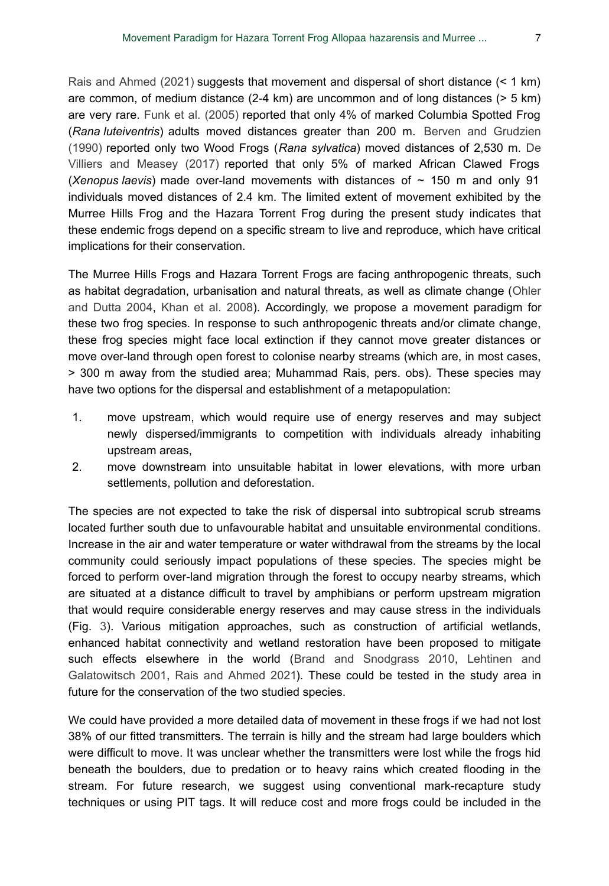Rais and Ahmed (2021) suggests that movement and dispersal of short distance (< 1 km) are common, of medium distance (2-4 km) are uncommon and of long distances (> 5 km) are very rare. Funk et al. (2005) reported that only 4% of marked Columbia Spotted Frog (*Rana luteiventris*) adults moved distances greater than 200 m. Berven and Grudzien (1990) reported only two Wood Frogs (*Rana sylvatica*) moved distances of 2,530 m. De Villiers and Measey (2017) reported that only 5% of marked African Clawed Frogs (*Xenopus laevis*) made over-land movements with distances of ~ 150 m and only 91 individuals moved distances of 2.4 km. The limited extent of movement exhibited by the Murree Hills Frog and the Hazara Torrent Frog during the present study indicates that these endemic frogs depend on a specific stream to live and reproduce, which have critical implications for their conservation.

The Murree Hills Frogs and Hazara Torrent Frogs are facing anthropogenic threats, such as habitat degradation, urbanisation and natural threats, as well as climate change (Ohler and Dutta 2004, Khan et al. 2008). Accordingly, we propose a movement paradigm for these two frog species. In response to such anthropogenic threats and/or climate change, these frog species might face local extinction if they cannot move greater distances or move over-land through open forest to colonise nearby streams (which are, in most cases, > 300 m away from the studied area; Muhammad Rais, pers. obs). These species may have two options for the dispersal and establishment of a metapopulation:

1. move upstream, which would require use of energy reserves and may subject newly dispersed/immigrants to competition with individuals already inhabiting upstream areas,
2. move downstream into unsuitable habitat in lower elevations, with more urban settlements, pollution and deforestation.

The species are not expected to take the risk of dispersal into subtropical scrub streams located further south due to unfavourable habitat and unsuitable environmental conditions. Increase in the air and water temperature or water withdrawal from the streams by the local community could seriously impact populations of these species. The species might be forced to perform over-land migration through the forest to occupy nearby streams, which are situated at a distance difficult to travel by amphibians or perform upstream migration that would require considerable energy reserves and may cause stress in the individuals (Fig. 3). Various mitigation approaches, such as construction of artificial wetlands, enhanced habitat connectivity and wetland restoration have been proposed to mitigate such effects elsewhere in the world (Brand and Snodgrass 2010, Lehtinen and Galatowitsch 2001, Rais and Ahmed 2021). These could be tested in the study area in future for the conservation of the two studied species.

We could have provided a more detailed data of movement in these frogs if we had not lost 38% of our fitted transmitters. The terrain is hilly and the stream had large boulders which were difficult to move. It was unclear whether the transmitters were lost while the frogs hid beneath the boulders, due to predation or to heavy rains which created flooding in the stream. For future research, we suggest using conventional mark-recapture study techniques or using PIT tags. It will reduce cost and more frogs could be included in the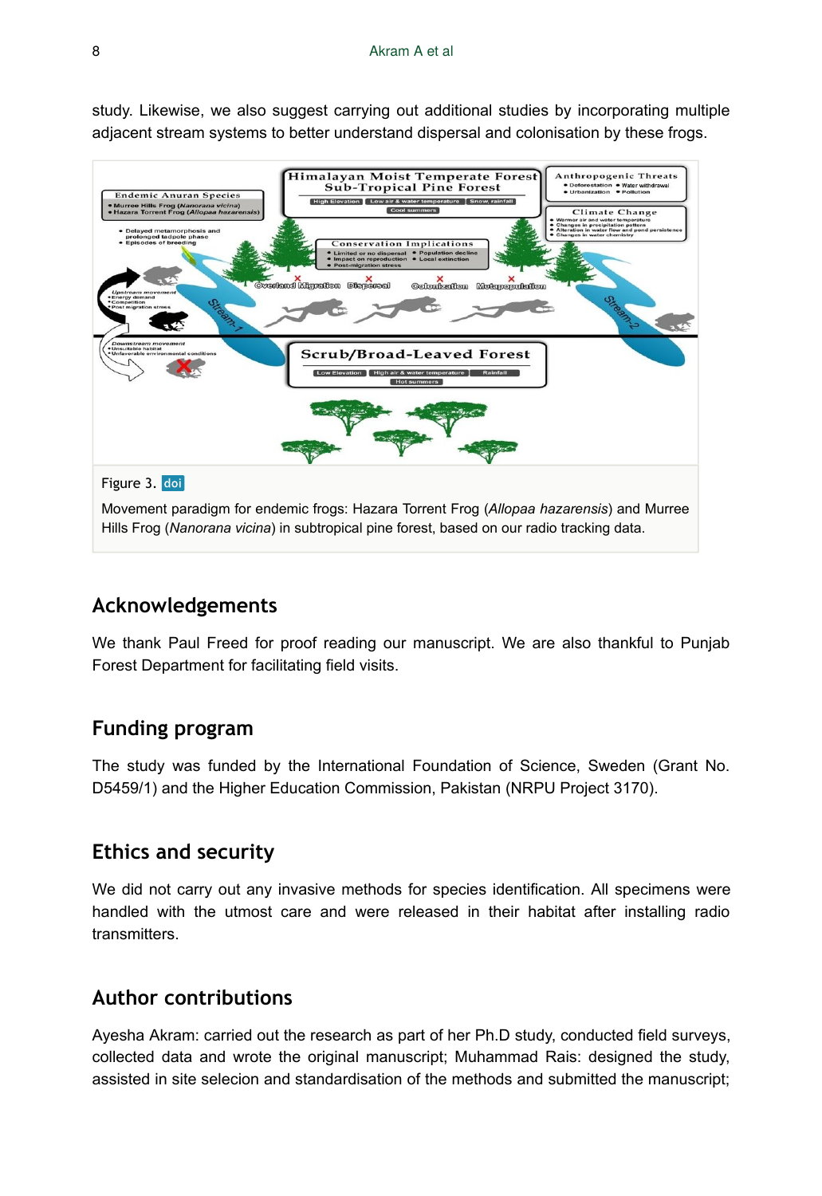study. Likewise, we also suggest carrying out additional studies by incorporating multiple adjacent stream systems to better understand dispersal and colonisation by these frogs.

Figure 3. doi

Movement paradigm for endemic frogs: Hazara Torrent Frog (*Allopaa hazarensis*) and Murree Hills Frog (*Nanorana vicina*) in subtropical pine forest, based on our radio tracking data.

## Acknowledgements

We thank Paul Freed for proof reading our manuscript. We are also thankful to Punjab Forest Department for facilitating field visits.

## Funding program

The study was funded by the International Foundation of Science, Sweden (Grant No. D5459/1) and the Higher Education Commission, Pakistan (NRPU Project 3170).

## Ethics and security

We did not carry out any invasive methods for species identification. All specimens were handled with the utmost care and were released in their habitat after installing radio transmitters.

## Author contributions

Ayesha Akram: carried out the research as part of her Ph.D study, conducted field surveys, collected data and wrote the original manuscript; Muhammad Rais: designed the study, assisted in site selecion and standardisation of the methods and submitted the manuscript;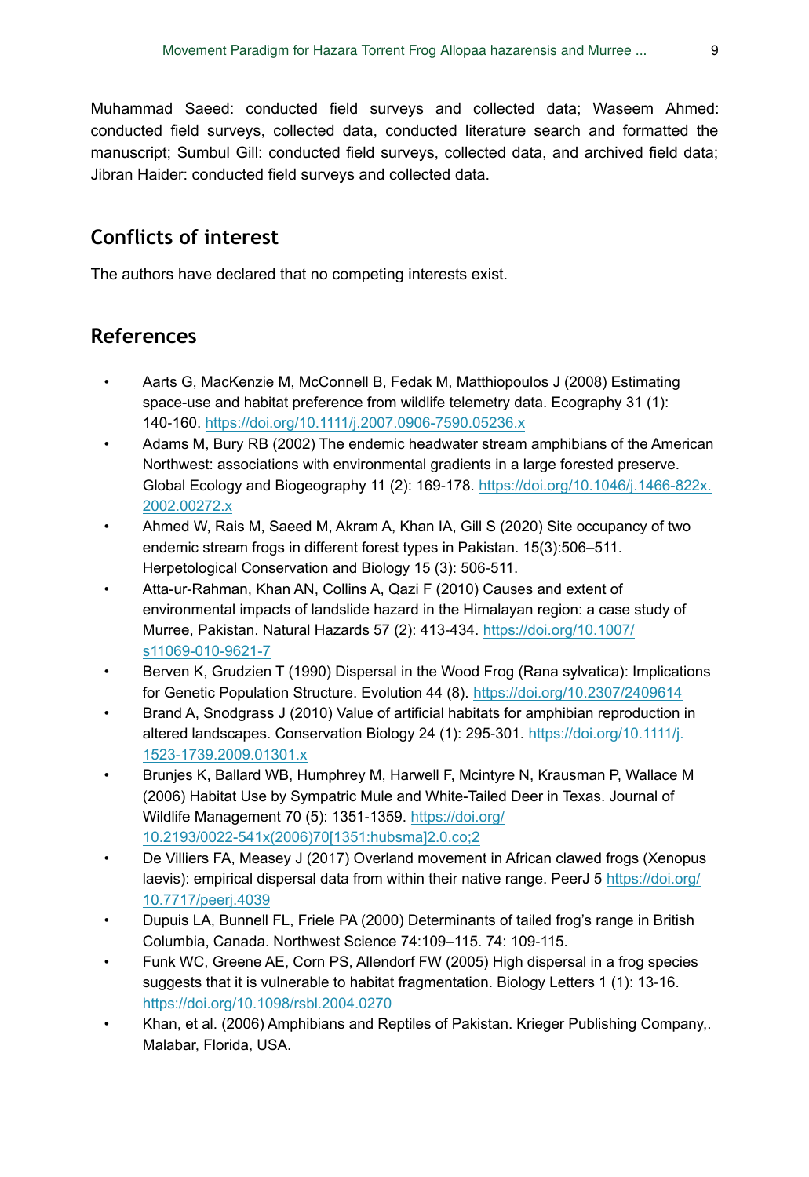Muhammad Saeed: conducted field surveys and collected data; Waseem Ahmed: conducted field surveys, collected data, conducted literature search and formatted the manuscript; Sumbul Gill: conducted field surveys, collected data, and archived field data; Jibran Haider: conducted field surveys and collected data.

## Conflicts of interest

The authors have declared that no competing interests exist.

## References

- Aarts G, MacKenzie M, McConnell B, Fedak M, Matthiopoulos J (2008) Estimating space-use and habitat preference from wildlife telemetry data. Ecography 31 (1): 140-160. https://doi.org/10.1111/j.2007.0906-7590.05236.x
- Adams M, Bury RB (2002) The endemic headwater stream amphibians of the American Northwest: associations with environmental gradients in a large forested preserve. Global Ecology and Biogeography 11 (2): 169-178. https://doi.org/10.1046/j.1466-822x.2002.00272.x
- Ahmed W, Rais M, Saeed M, Akram A, Khan IA, Gill S (2020) Site occupancy of two endemic stream frogs in different forest types in Pakistan. 15(3):506–511. Herpetological Conservation and Biology 15 (3): 506-511.
- Atta-ur-Rahman, Khan AN, Collins A, Qazi F (2010) Causes and extent of environmental impacts of landslide hazard in the Himalayan region: a case study of Murree, Pakistan. Natural Hazards 57 (2): 413-434. https://doi.org/10.1007/s11069-010-9621-7
- Berven K, Grudzien T (1990) Dispersal in the Wood Frog (Rana sylvatica): Implications for Genetic Population Structure. Evolution 44 (8). https://doi.org/10.2307/2409614
- Brand A, Snodgrass J (2010) Value of artificial habitats for amphibian reproduction in altered landscapes. Conservation Biology 24 (1): 295-301. https://doi.org/10.1111/j.1523-1739.2009.01301.x
- Brunjes K, Ballard WB, Humphrey M, Harwell F, Mcintyre N, Krausman P, Wallace M (2006) Habitat Use by Sympatric Mule and White-Tailed Deer in Texas. Journal of Wildlife Management 70 (5): 1351-1359. https://doi.org/10.2193/0022-541x(2006)70[1351:hubsma]2.0.co;2
- De Villiers FA, Measey J (2017) Overland movement in African clawed frogs (Xenopus laevis): empirical dispersal data from within their native range. PeerJ 5 https://doi.org/10.7717/peerj.4039
- Dupuis LA, Bunnell FL, Friele PA (2000) Determinants of tailed frog's range in British Columbia, Canada. Northwest Science 74:109–115. 74: 109-115.
- Funk WC, Greene AE, Corn PS, Allendorf FW (2005) High dispersal in a frog species suggests that it is vulnerable to habitat fragmentation. Biology Letters 1 (1): 13-16. https://doi.org/10.1098/rsbl.2004.0270
- Khan, et al. (2006) Amphibians and Reptiles of Pakistan. Krieger Publishing Company,. Malabar, Florida, USA.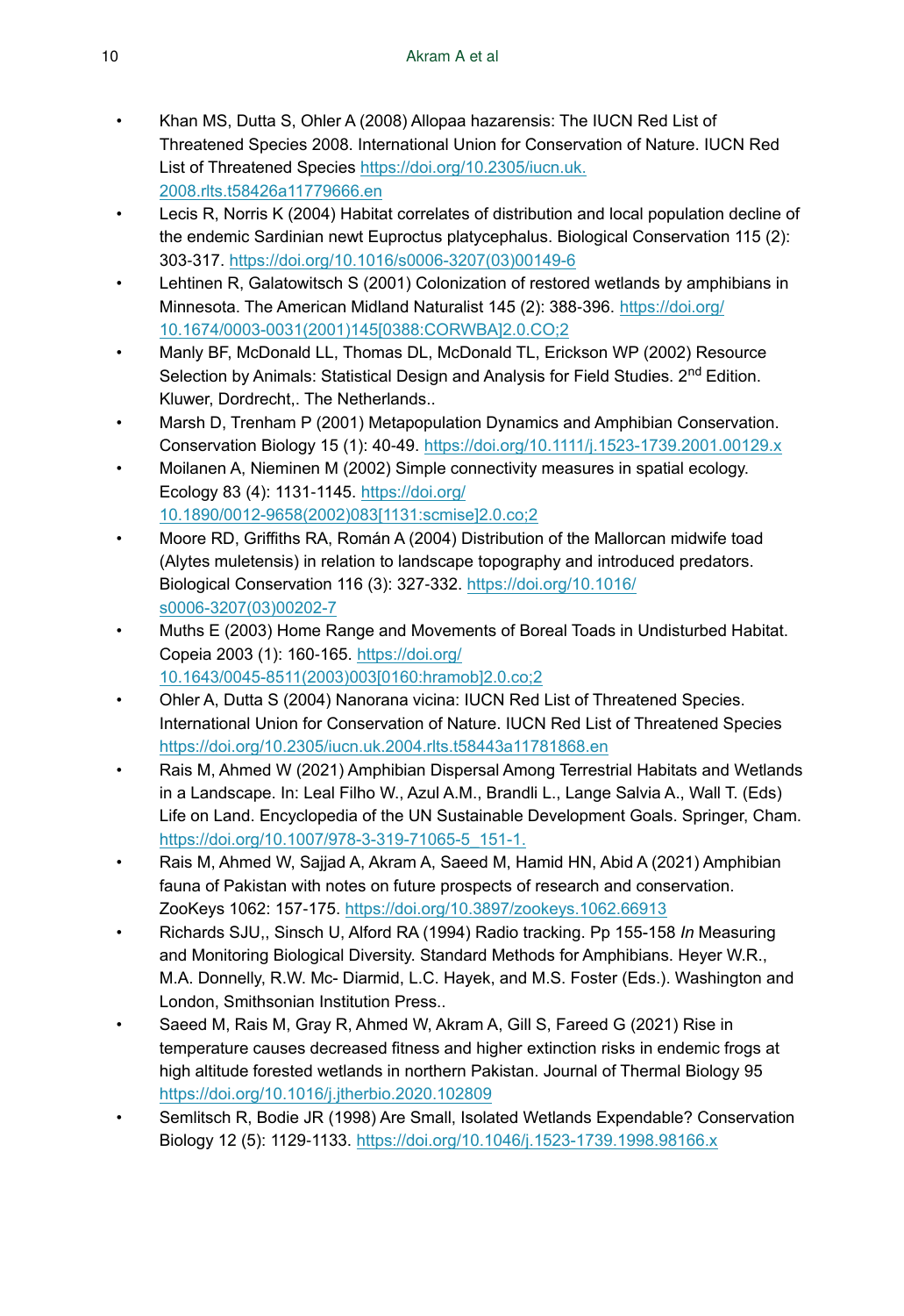- Khan MS, Dutta S, Ohler A (2008) Allopaa hazarensis: The IUCN Red List of Threatened Species 2008. International Union for Conservation of Nature. IUCN Red List of Threatened Species https://doi.org/10.2305/iucn.uk.2008.rlts.t58426a11779666.en
- Lecis R, Norris K (2004) Habitat correlates of distribution and local population decline of the endemic Sardinian newt Euproctus platycephalus. Biological Conservation 115 (2): 303-317. https://doi.org/10.1016/s0006-3207(03)00149-6
- Lehtinen R, Galatowitsch S (2001) Colonization of restored wetlands by amphibians in Minnesota. The American Midland Naturalist 145 (2): 388-396. https://doi.org/10.1674/0003-0031(2001)145[0388:CORWBA]2.0.CO;2
- Manly BF, McDonald LL, Thomas DL, McDonald TL, Erickson WP (2002) Resource Selection by Animals: Statistical Design and Analysis for Field Studies. 2nd Edition. Kluwer, Dordrecht,. The Netherlands..
- Marsh D, Trenham P (2001) Metapopulation Dynamics and Amphibian Conservation. Conservation Biology 15 (1): 40-49. https://doi.org/10.1111/j.1523-1739.2001.00129.x
- Moilanen A, Nieminen M (2002) Simple connectivity measures in spatial ecology. Ecology 83 (4): 1131-1145. https://doi.org/10.1890/0012-9658(2002)083[1131:scmise]2.0.co;2
- Moore RD, Griffiths RA, Román A (2004) Distribution of the Mallorcan midwife toad (Alytes muletensis) in relation to landscape topography and introduced predators. Biological Conservation 116 (3): 327-332. https://doi.org/10.1016/s0006-3207(03)00202-7
- Muths E (2003) Home Range and Movements of Boreal Toads in Undisturbed Habitat. Copeia 2003 (1): 160-165. https://doi.org/10.1643/0045-8511(2003)003[0160:hramob]2.0.co;2
- Ohler A, Dutta S (2004) Nanorana vicina: IUCN Red List of Threatened Species. International Union for Conservation of Nature. IUCN Red List of Threatened Species https://doi.org/10.2305/iucn.uk.2004.rlts.t58443a11781868.en
- Rais M, Ahmed W (2021) Amphibian Dispersal Among Terrestrial Habitats and Wetlands in a Landscape. In: Leal Filho W., Azul A.M., Brandli L., Lange Salvia A., Wall T. (Eds) Life on Land. Encyclopedia of the UN Sustainable Development Goals. Springer, Cham. https://doi.org/10.1007/978-3-319-71065-5_151-1.
- Rais M, Ahmed W, Sajjad A, Akram A, Saeed M, Hamid HN, Abid A (2021) Amphibian fauna of Pakistan with notes on future prospects of research and conservation. ZooKeys 1062: 157-175. https://doi.org/10.3897/zookeys.1062.66913
- Richards SJU,, Sinsch U, Alford RA (1994) Radio tracking. Pp 155-158 *In* Measuring and Monitoring Biological Diversity. Standard Methods for Amphibians. Heyer W.R., M.A. Donnelly, R.W. Mc- Diarmid, L.C. Hayek, and M.S. Foster (Eds.). Washington and London, Smithsonian Institution Press..
- Saeed M, Rais M, Gray R, Ahmed W, Akram A, Gill S, Fareed G (2021) Rise in temperature causes decreased fitness and higher extinction risks in endemic frogs at high altitude forested wetlands in northern Pakistan. Journal of Thermal Biology 95 https://doi.org/10.1016/j.jtherbio.2020.102809
- Semlitsch R, Bodie JR (1998) Are Small, Isolated Wetlands Expendable? Conservation Biology 12 (5): 1129-1133. https://doi.org/10.1046/j.1523-1739.1998.98166.x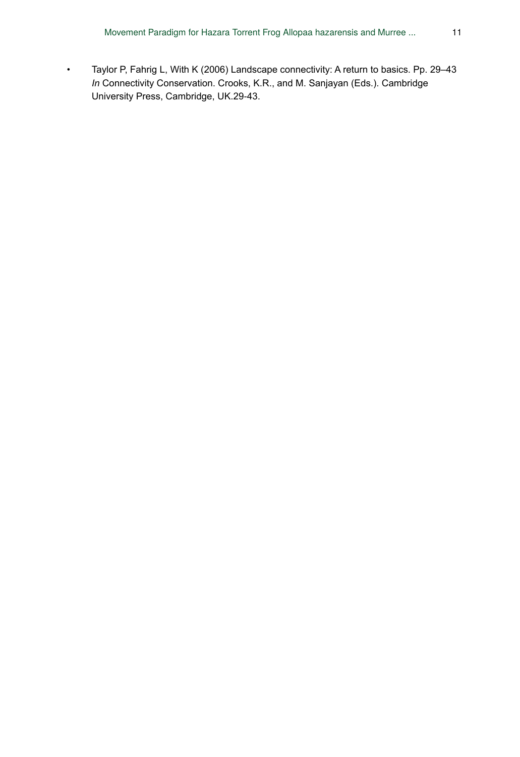- Taylor P, Fahrig L, With K (2006) Landscape connectivity: A return to basics. Pp. 29–43 *In* Connectivity Conservation. Crooks, K.R., and M. Sanjayan (Eds.). Cambridge University Press, Cambridge, UK.29-43.